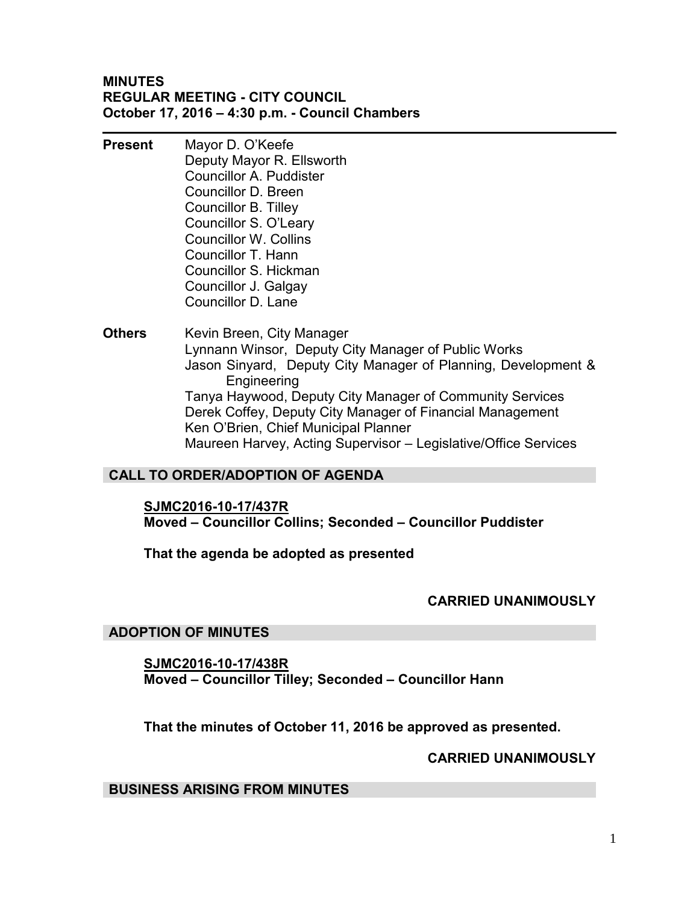**MINUTES**
**REGULAR MEETING - CITY COUNCIL**
**October 17, 2016 – 4:30 p.m. - Council Chambers**

---

**Present**
Mayor D. O'Keefe
Deputy Mayor R. Ellsworth
Councillor A. Puddister
Councillor D. Breen
Councillor B. Tilley
Councillor S. O'Leary
Councillor W. Collins
Councillor T. Hann
Councillor S. Hickman
Councillor J. Galgay
Councillor D. Lane

**Others**
Kevin Breen, City Manager
Lynnann Winsor, Deputy City Manager of Public Works
Jason Sinyard, Deputy City Manager of Planning, Development & Engineering
Tanya Haywood, Deputy City Manager of Community Services
Derek Coffey, Deputy City Manager of Financial Management
Ken O'Brien, Chief Municipal Planner
Maureen Harvey, Acting Supervisor – Legislative/Office Services

## CALL TO ORDER/ADOPTION OF AGENDA

**SJMC2016-10-17/437R**
**Moved – Councillor Collins; Seconded – Councillor Puddister**

**That the agenda be adopted as presented**

**CARRIED UNANIMOUSLY**

## ADOPTION OF MINUTES

**SJMC2016-10-17/438R**
**Moved – Councillor Tilley; Seconded – Councillor Hann**

**That the minutes of October 11, 2016 be approved as presented.**

**CARRIED UNANIMOUSLY**

## BUSINESS ARISING FROM MINUTES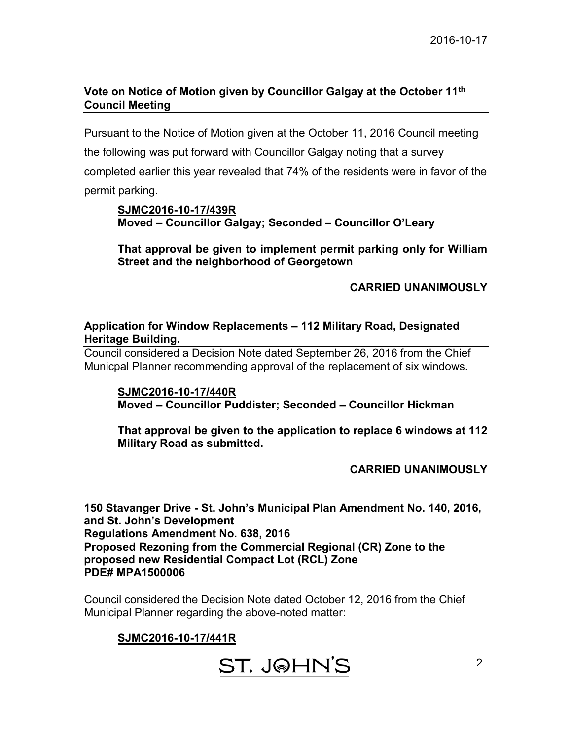### Vote on Notice of Motion given by Councillor Galgay at the October 11th Council Meeting

Pursuant to the Notice of Motion given at the October 11, 2016 Council meeting the following was put forward with Councillor Galgay noting that a survey completed earlier this year revealed that 74% of the residents were in favor of the permit parking.

> **SJMC2016-10-17/439R**
> **Moved – Councillor Galgay; Seconded – Councillor O'Leary**
>
> **That approval be given to implement permit parking only for William Street and the neighborhood of Georgetown**
>
> **CARRIED UNANIMOUSLY**

### Application for Window Replacements – 112 Military Road, Designated Heritage Building.

Council considered a Decision Note dated September 26, 2016 from the Chief Municpal Planner recommending approval of the replacement of six windows.

> **SJMC2016-10-17/440R**
> **Moved – Councillor Puddister; Seconded – Councillor Hickman**
>
> **That approval be given to the application to replace 6 windows at 112 Military Road as submitted.**
>
> **CARRIED UNANIMOUSLY**

### 150 Stavanger Drive - St. John's Municipal Plan Amendment No. 140, 2016, and St. John's Development Regulations Amendment No. 638, 2016 Proposed Rezoning from the Commercial Regional (CR) Zone to the proposed new Residential Compact Lot (RCL) Zone PDE# MPA1500006

Council considered the Decision Note dated October 12, 2016 from the Chief Municipal Planner regarding the above-noted matter:

> **SJMC2016-10-17/441R**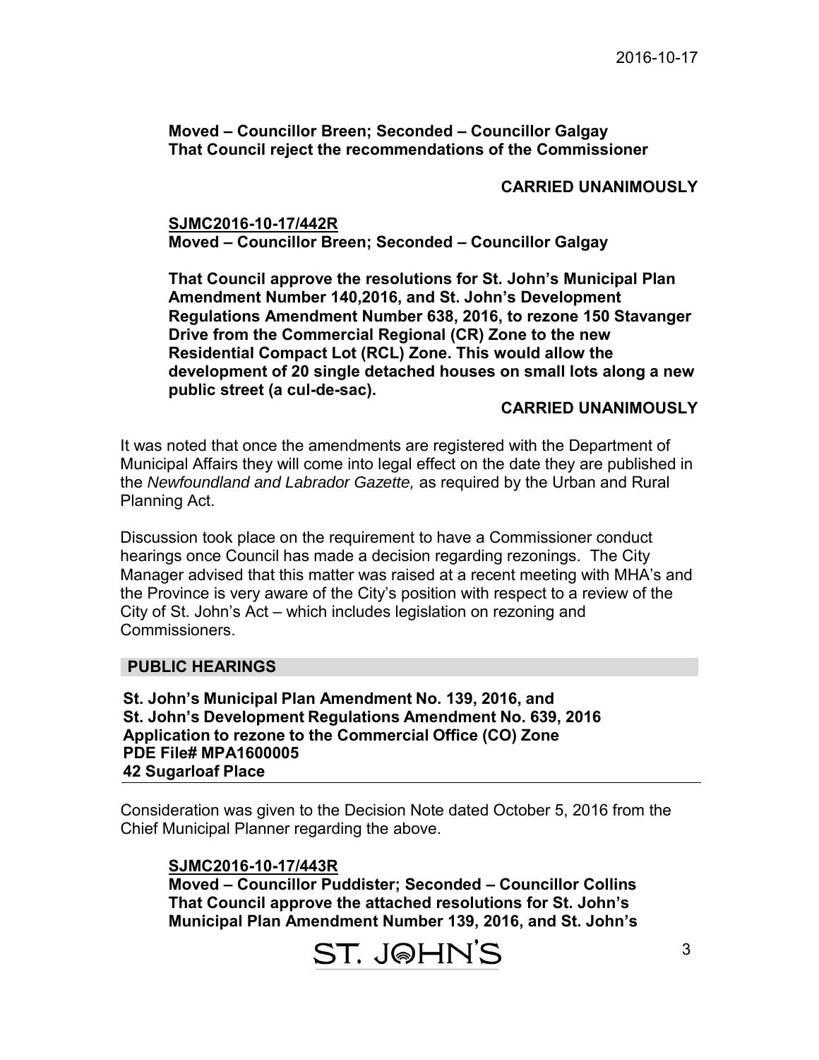**Moved – Councillor Breen; Seconded – Councillor Galgay**
**That Council reject the recommendations of the Commissioner**

**CARRIED UNANIMOUSLY**

**SJMC2016-10-17/442R**
**Moved – Councillor Breen; Seconded – Councillor Galgay**

**That Council approve the resolutions for St. John's Municipal Plan Amendment Number 140,2016, and St. John's Development Regulations Amendment Number 638, 2016, to rezone 150 Stavanger Drive from the Commercial Regional (CR) Zone to the new Residential Compact Lot (RCL) Zone. This would allow the development of 20 single detached houses on small lots along a new public street (a cul-de-sac).**

**CARRIED UNANIMOUSLY**

It was noted that once the amendments are registered with the Department of Municipal Affairs they will come into legal effect on the date they are published in the *Newfoundland and Labrador Gazette,* as required by the Urban and Rural Planning Act.

Discussion took place on the requirement to have a Commissioner conduct hearings once Council has made a decision regarding rezonings. The City Manager advised that this matter was raised at a recent meeting with MHA's and the Province is very aware of the City's position with respect to a review of the City of St. John's Act – which includes legislation on rezoning and Commissioners.

## PUBLIC HEARINGS

**St. John's Municipal Plan Amendment No. 139, 2016, and**
**St. John's Development Regulations Amendment No. 639, 2016**
**Application to rezone to the Commercial Office (CO) Zone**
**PDE File# MPA1600005**
**42 Sugarloaf Place**

Consideration was given to the Decision Note dated October 5, 2016 from the Chief Municipal Planner regarding the above.

**SJMC2016-10-17/443R**
**Moved – Councillor Puddister; Seconded – Councillor Collins**
**That Council approve the attached resolutions for St. John's Municipal Plan Amendment Number 139, 2016, and St. John's**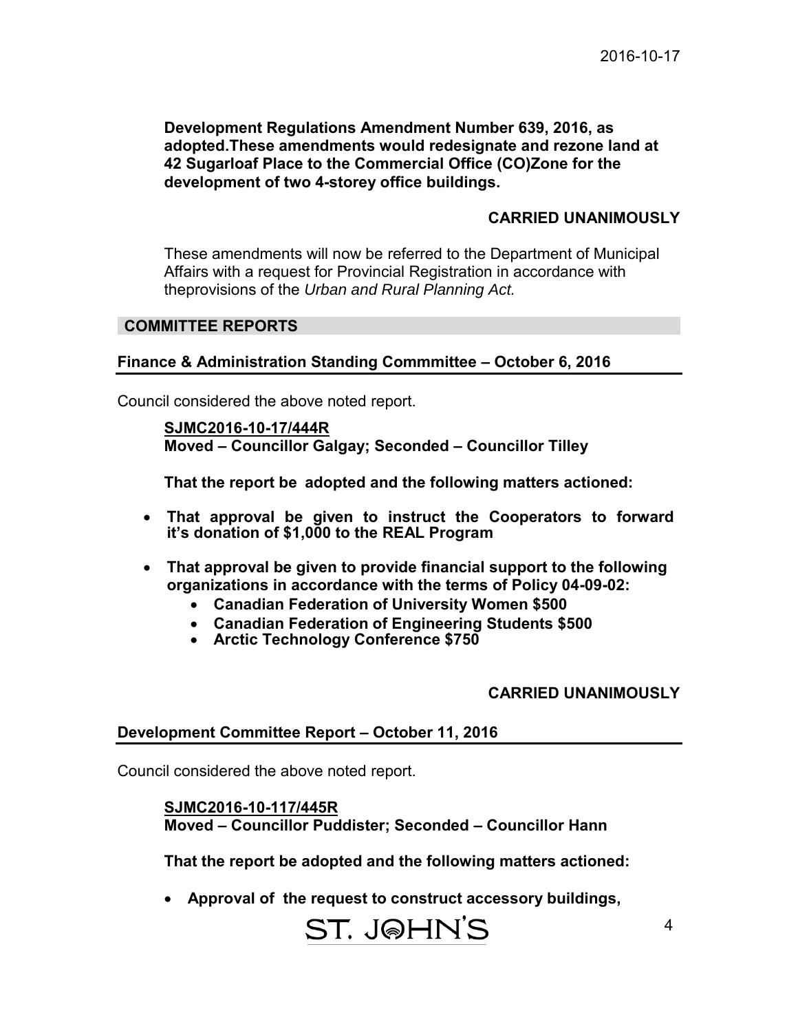**Development Regulations Amendment Number 639, 2016, as adopted.These amendments would redesignate and rezone land at 42 Sugarloaf Place to the Commercial Office (CO)Zone for the development of two 4-storey office buildings.**

**CARRIED UNANIMOUSLY**

These amendments will now be referred to the Department of Municipal Affairs with a request for Provincial Registration in accordance with theprovisions of the *Urban and Rural Planning Act.*

## COMMITTEE REPORTS

### Finance & Administration Standing Commmittee – October 6, 2016

Council considered the above noted report.

**SJMC2016-10-17/444R**
**Moved – Councillor Galgay; Seconded – Councillor Tilley**

**That the report be adopted and the following matters actioned:**

- **That approval be given to instruct the Cooperators to forward it's donation of $1,000 to the REAL Program**
- **That approval be given to provide financial support to the following organizations in accordance with the terms of Policy 04-09-02:**
  - **Canadian Federation of University Women $500**
  - **Canadian Federation of Engineering Students $500**
  - **Arctic Technology Conference $750**

**CARRIED UNANIMOUSLY**

### Development Committee Report – October 11, 2016

Council considered the above noted report.

**SJMC2016-10-117/445R**
**Moved – Councillor Puddister; Seconded – Councillor Hann**

**That the report be adopted and the following matters actioned:**

- **Approval of the request to construct accessory buildings,**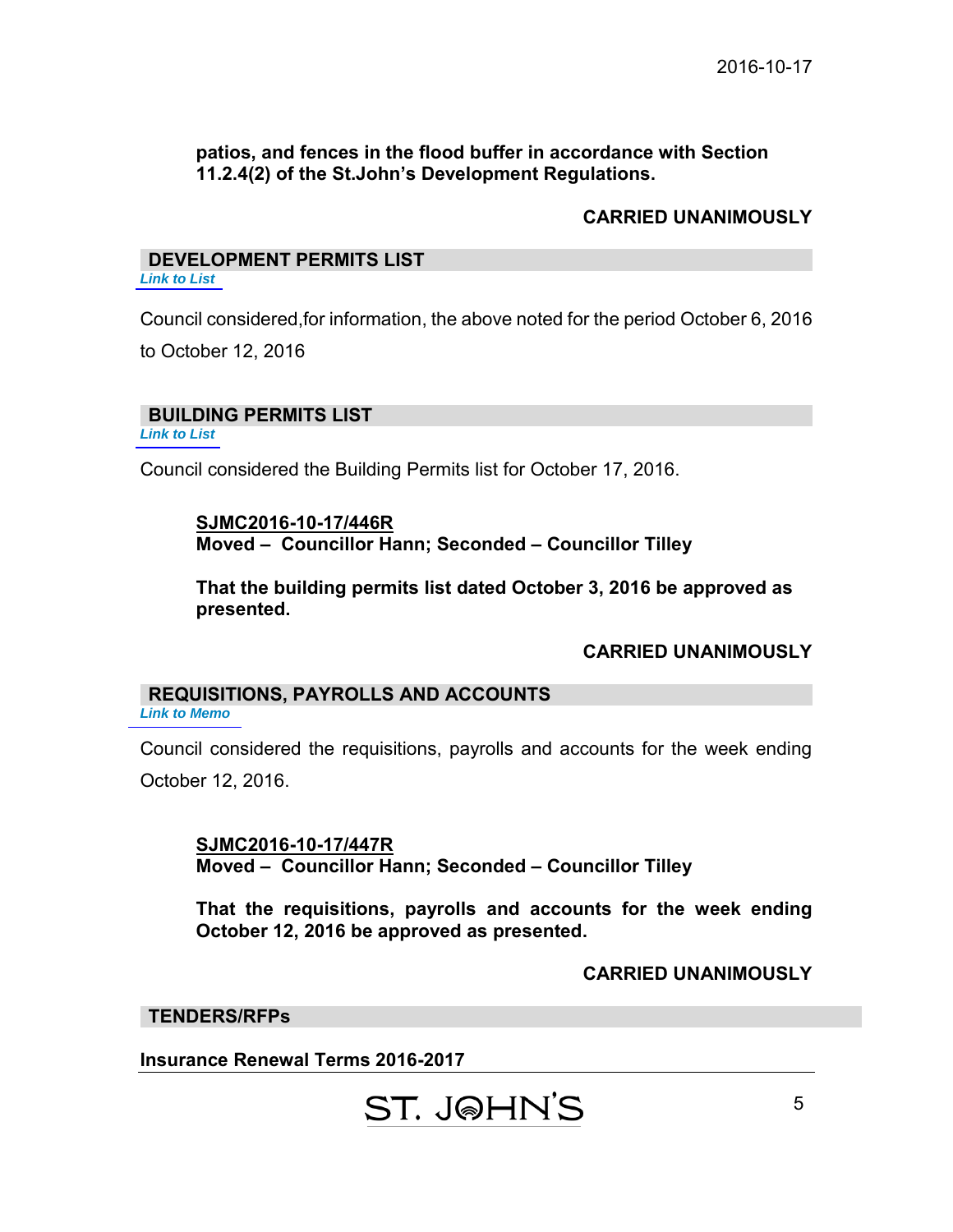**patios, and fences in the flood buffer in accordance with Section 11.2.4(2) of the St.John's Development Regulations.**

**CARRIED UNANIMOUSLY**

## DEVELOPMENT PERMITS LIST

*Link to List*

Council considered,for information, the above noted for the period October 6, 2016 to October 12, 2016

## BUILDING PERMITS LIST

*Link to List*

Council considered the Building Permits list for October 17, 2016.

**SJMC2016-10-17/446R**
**Moved – Councillor Hann; Seconded – Councillor Tilley**

**That the building permits list dated October 3, 2016 be approved as presented.**

**CARRIED UNANIMOUSLY**

## REQUISITIONS, PAYROLLS AND ACCOUNTS

*Link to Memo*

Council considered the requisitions, payrolls and accounts for the week ending October 12, 2016.

**SJMC2016-10-17/447R**
**Moved – Councillor Hann; Seconded – Councillor Tilley**

**That the requisitions, payrolls and accounts for the week ending October 12, 2016 be approved as presented.**

**CARRIED UNANIMOUSLY**

## TENDERS/RFPs

**Insurance Renewal Terms 2016-2017**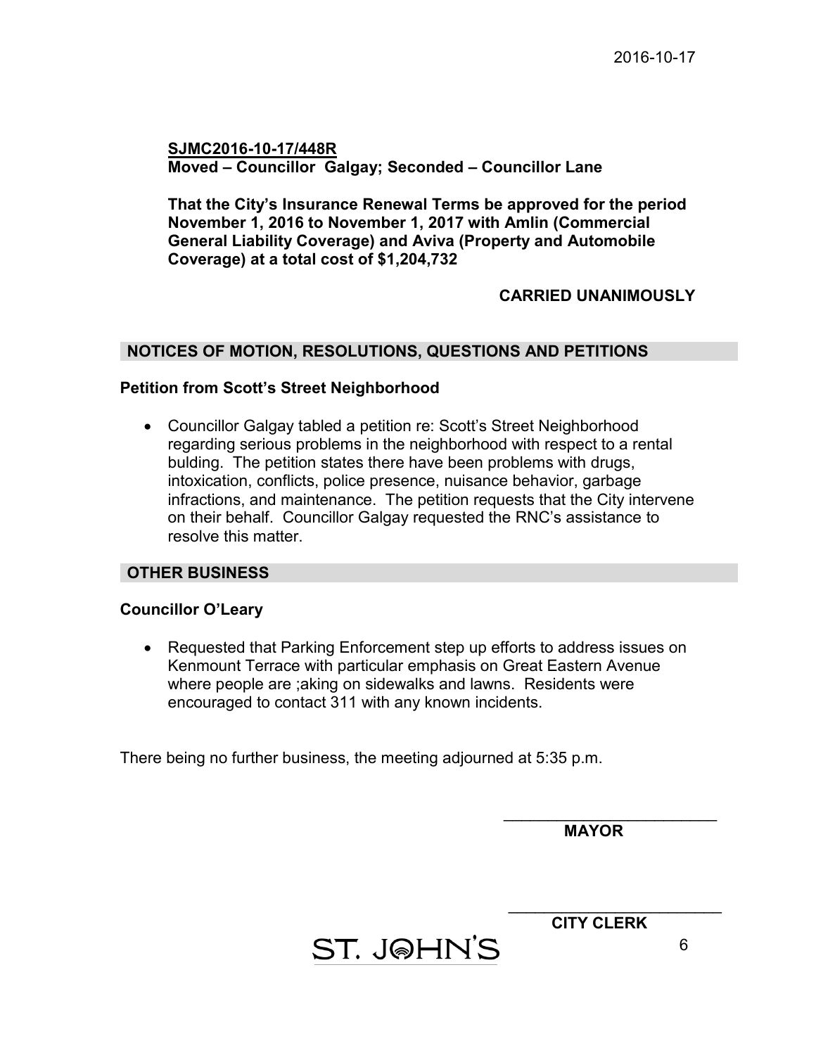**SJMC2016-10-17/448R**
**Moved – Councillor Galgay; Seconded – Councillor Lane**

**That the City's Insurance Renewal Terms be approved for the period November 1, 2016 to November 1, 2017 with Amlin (Commercial General Liability Coverage) and Aviva (Property and Automobile Coverage) at a total cost of $1,204,732**

**CARRIED UNANIMOUSLY**

## NOTICES OF MOTION, RESOLUTIONS, QUESTIONS AND PETITIONS

### Petition from Scott's Street Neighborhood

- Councillor Galgay tabled a petition re: Scott's Street Neighborhood regarding serious problems in the neighborhood with respect to a rental bulding. The petition states there have been problems with drugs, intoxication, conflicts, police presence, nuisance behavior, garbage infractions, and maintenance. The petition requests that the City intervene on their behalf. Councillor Galgay requested the RNC's assistance to resolve this matter.

## OTHER BUSINESS

### Councillor O'Leary

- Requested that Parking Enforcement step up efforts to address issues on Kenmount Terrace with particular emphasis on Great Eastern Avenue where people are ;aking on sidewalks and lawns. Residents were encouraged to contact 311 with any known incidents.

There being no further business, the meeting adjourned at 5:35 p.m.

\_\_\_\_\_\_\_\_\_\_\_\_\_\_\_\_\_\_\_\_\_\_\_\_\_
**MAYOR**

\_\_\_\_\_\_\_\_\_\_\_\_\_\_\_\_\_\_\_\_\_\_\_\_\_
**CITY CLERK**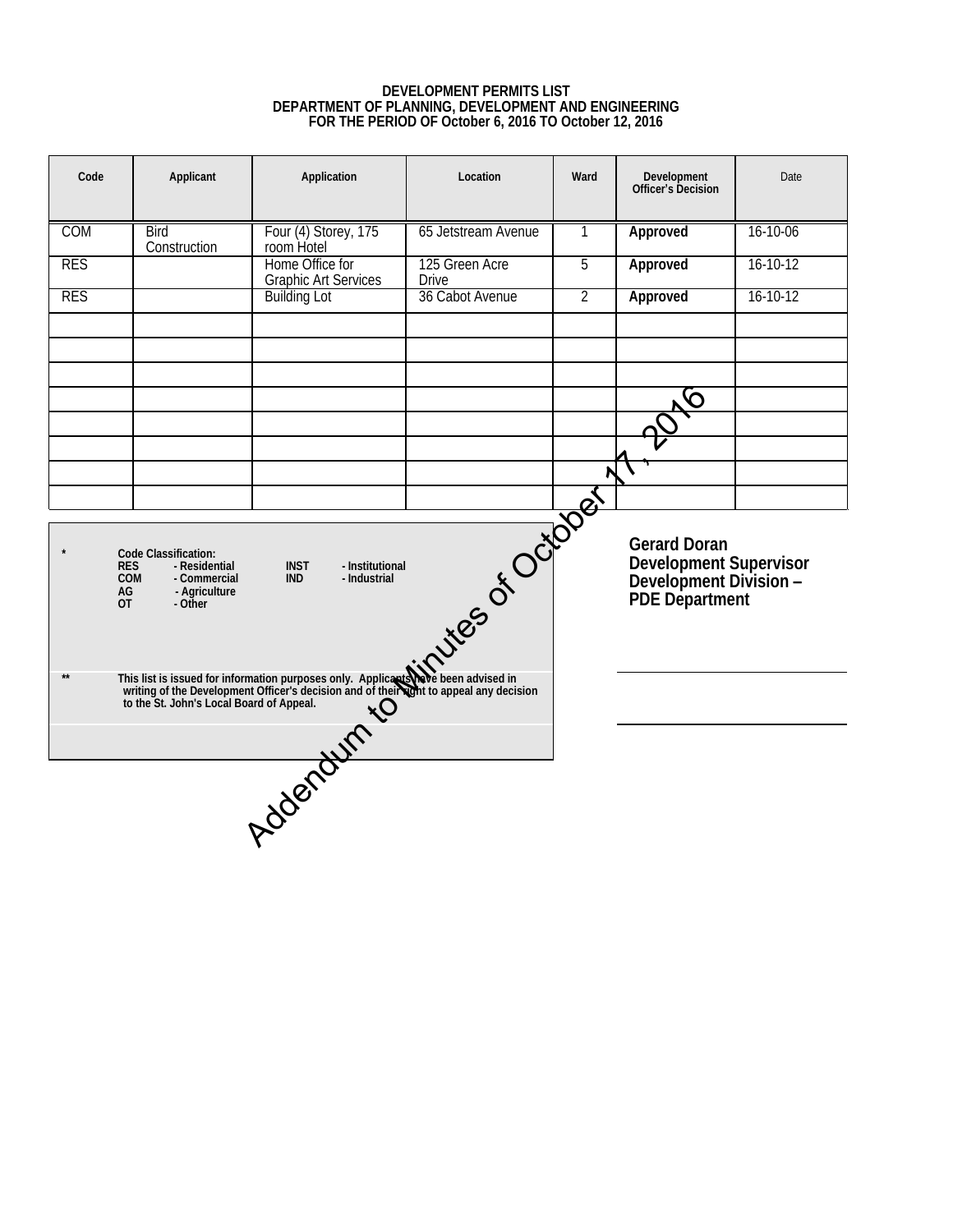**DEVELOPMENT PERMITS LIST**
**DEPARTMENT OF PLANNING, DEVELOPMENT AND ENGINEERING**
**FOR THE PERIOD OF October 6, 2016 TO October 12, 2016**

| Code | Applicant | Application | Location | Ward | Development Officer's Decision | Date |
|---|---|---|---|---|---|---|
| COM | Bird Construction | Four (4) Storey, 175 room Hotel | 65 Jetstream Avenue | 1 | **Approved** | 16-10-06 |
| RES | | Home Office for Graphic Art Services | 125 Green Acre Drive | 5 | **Approved** | 16-10-12 |
| RES | | Building Lot | 36 Cabot Avenue | 2 | **Approved** | 16-10-12 |
| | | | | | | |
| | | | | | | |
| | | | | | | |
| | | | | | | |
| | | | | | | |
| | | | | | | |
| | | | | | | |
| | | | | | | |

\* **Code Classification:**
**RES - Residential**
**COM - Commercial**
**AG - Agriculture**
**OT - Other**
**INST - Institutional**
**IND - Industrial**

\*\* **This list is issued for information purposes only. Applicants have been advised in writing of the Development Officer's decision and of their right to appeal any decision to the St. John's Local Board of Appeal.**

**Gerard Doran**
**Development Supervisor**
**Development Division –**
**PDE Department**

Addendum to Minutes of October 17, 2016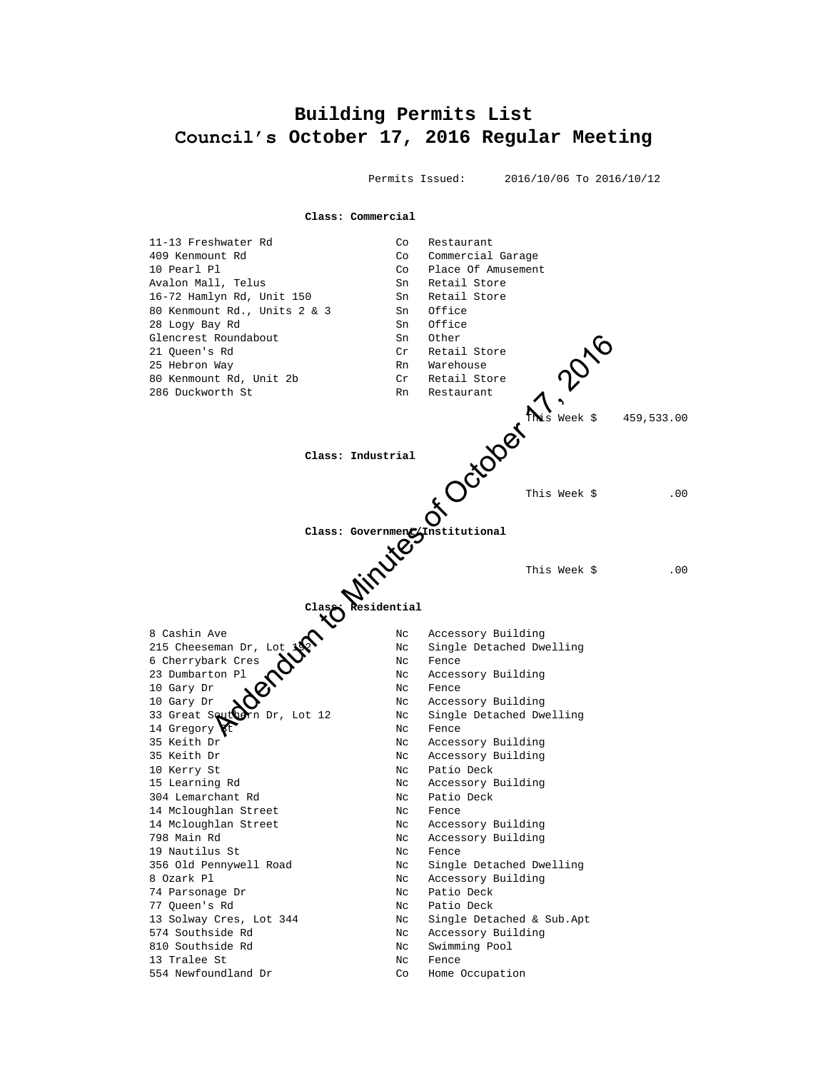# Building Permits List
## Council's October 17, 2016 Regular Meeting

Permits Issued: 2016/10/06 To 2016/10/12

**Class: Commercial**

| | | |
|---|---|---|
| 11-13 Freshwater Rd | Co | Restaurant |
| 409 Kenmount Rd | Co | Commercial Garage |
| 10 Pearl Pl | Co | Place Of Amusement |
| Avalon Mall, Telus | Sn | Retail Store |
| 16-72 Hamlyn Rd, Unit 150 | Sn | Retail Store |
| 80 Kenmount Rd., Units 2 & 3 | Sn | Office |
| 28 Logy Bay Rd | Sn | Office |
| Glencrest Roundabout | Sn | Other |
| 21 Queen's Rd | Cr | Retail Store |
| 25 Hebron Way | Rn | Warehouse |
| 80 Kenmount Rd, Unit 2b | Cr | Retail Store |
| 286 Duckworth St | Rn | Restaurant |

This Week $ 459,533.00

**Class: Industrial**

This Week $ .00

**Class: Government/Institutional**

This Week $ .00

**Class: Residential**

| | | |
|---|---|---|
| 8 Cashin Ave | Nc | Accessory Building |
| 215 Cheeseman Dr, Lot 1? | Nc | Single Detached Dwelling |
| 6 Cherrybark Cres | Nc | Fence |
| 23 Dumbarton Pl | Nc | Accessory Building |
| 10 Gary Dr | Nc | Fence |
| 10 Gary Dr | Nc | Accessory Building |
| 33 Great Southern Dr, Lot 12 | Nc | Single Detached Dwelling |
| 14 Gregory St | Nc | Fence |
| 35 Keith Dr | Nc | Accessory Building |
| 35 Keith Dr | Nc | Accessory Building |
| 10 Kerry St | Nc | Patio Deck |
| 15 Learning Rd | Nc | Accessory Building |
| 304 Lemarchant Rd | Nc | Patio Deck |
| 14 Mcloughlan Street | Nc | Fence |
| 14 Mcloughlan Street | Nc | Accessory Building |
| 798 Main Rd | Nc | Accessory Building |
| 19 Nautilus St | Nc | Fence |
| 356 Old Pennywell Road | Nc | Single Detached Dwelling |
| 8 Ozark Pl | Nc | Accessory Building |
| 74 Parsonage Dr | Nc | Patio Deck |
| 77 Queen's Rd | Nc | Patio Deck |
| 13 Solway Cres, Lot 344 | Nc | Single Detached & Sub.Apt |
| 574 Southside Rd | Nc | Accessory Building |
| 810 Southside Rd | Nc | Swimming Pool |
| 13 Tralee St | Nc | Fence |
| 554 Newfoundland Dr | Co | Home Occupation |

Addendum to Minutes of October 17, 2016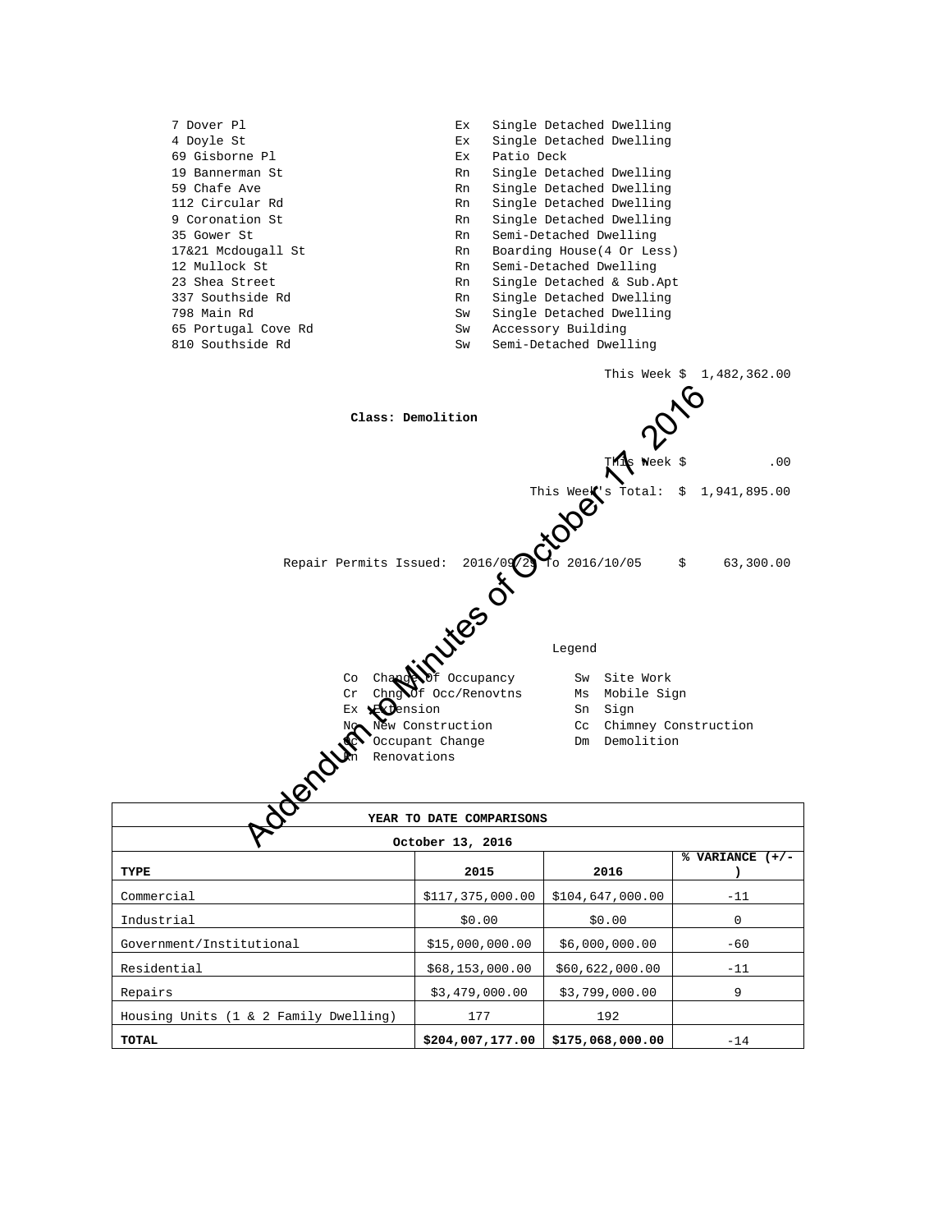| | | |
|---|---|---|
| 7 Dover Pl | Ex | Single Detached Dwelling |
| 4 Doyle St | Ex | Single Detached Dwelling |
| 69 Gisborne Pl | Ex | Patio Deck |
| 19 Bannerman St | Rn | Single Detached Dwelling |
| 59 Chafe Ave | Rn | Single Detached Dwelling |
| 112 Circular Rd | Rn | Single Detached Dwelling |
| 9 Coronation St | Rn | Single Detached Dwelling |
| 35 Gower St | Rn | Semi-Detached Dwelling |
| 17&21 Mcdougall St | Rn | Boarding House(4 Or Less) |
| 12 Mullock St | Rn | Semi-Detached Dwelling |
| 23 Shea Street | Rn | Single Detached & Sub.Apt |
| 337 Southside Rd | Rn | Single Detached Dwelling |
| 798 Main Rd | Sw | Single Detached Dwelling |
| 65 Portugal Cove Rd | Sw | Accessory Building |
| 810 Southside Rd | Sw | Semi-Detached Dwelling |

This Week $ 1,482,362.00

**Class: Demolition**

This Week $ .00

This Week's Total: $ 1,941,895.00

Repair Permits Issued: 2016/09/29 To 2016/10/05 $ 63,300.00

Legend

| | | | |
|---|---|---|---|
| Co | Change Of Occupancy | Sw | Site Work |
| Cr | Chng Of Occ/Renovtns | Ms | Mobile Sign |
| Ex | Extension | Sn | Sign |
| Nc | New Construction | Cc | Chimney Construction |
| Oc | Occupant Change | Dm | Demolition |
| Rn | Renovations | | |

Addendum to Minutes of October 17, 2016

| **YEAR TO DATE COMPARISONS** | | | |
|---|---|---|---|
| **October 13, 2016** | | | |
| **TYPE** | **2015** | **2016** | **% VARIANCE (+/-)** |
| Commercial | $117,375,000.00 | $104,647,000.00 | -11 |
| Industrial | $0.00 | $0.00 | 0 |
| Government/Institutional | $15,000,000.00 | $6,000,000.00 | -60 |
| Residential | $68,153,000.00 | $60,622,000.00 | -11 |
| Repairs | $3,479,000.00 | $3,799,000.00 | 9 |
| Housing Units (1 & 2 Family Dwelling) | 177 | 192 | |
| **TOTAL** | **$204,007,177.00** | **$175,068,000.00** | -14 |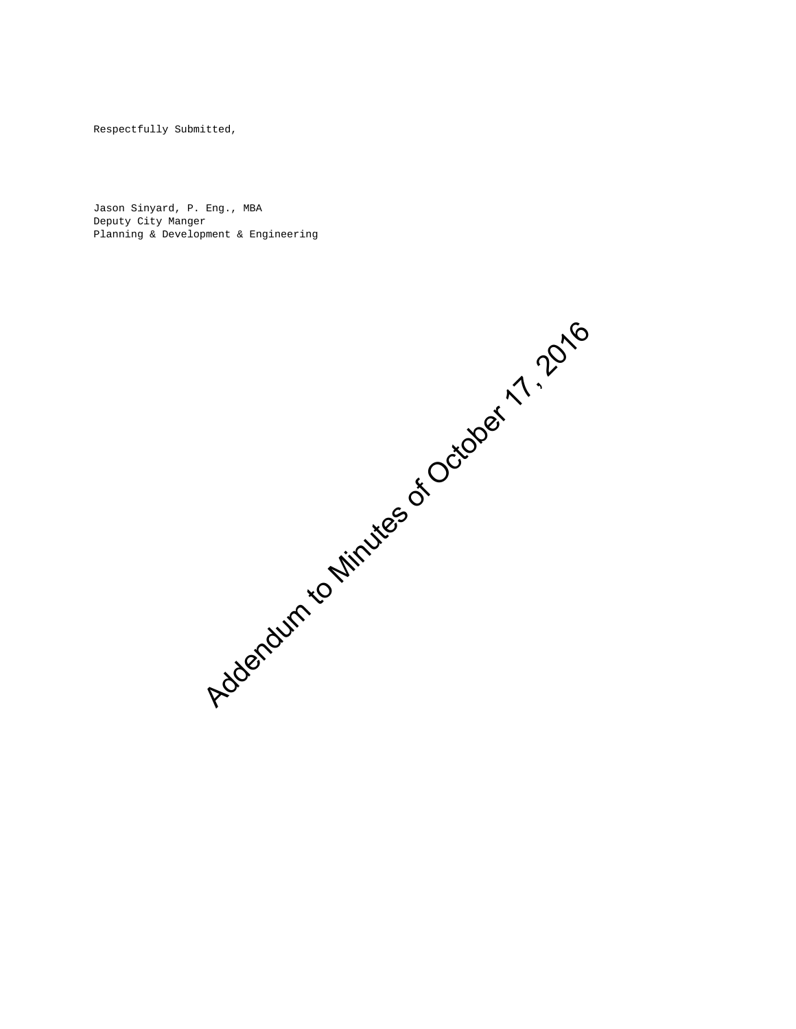Respectfully Submitted,

Jason Sinyard, P. Eng., MBA
Deputy City Manger
Planning & Development & Engineering

Addendum to Minutes of October 17, 2016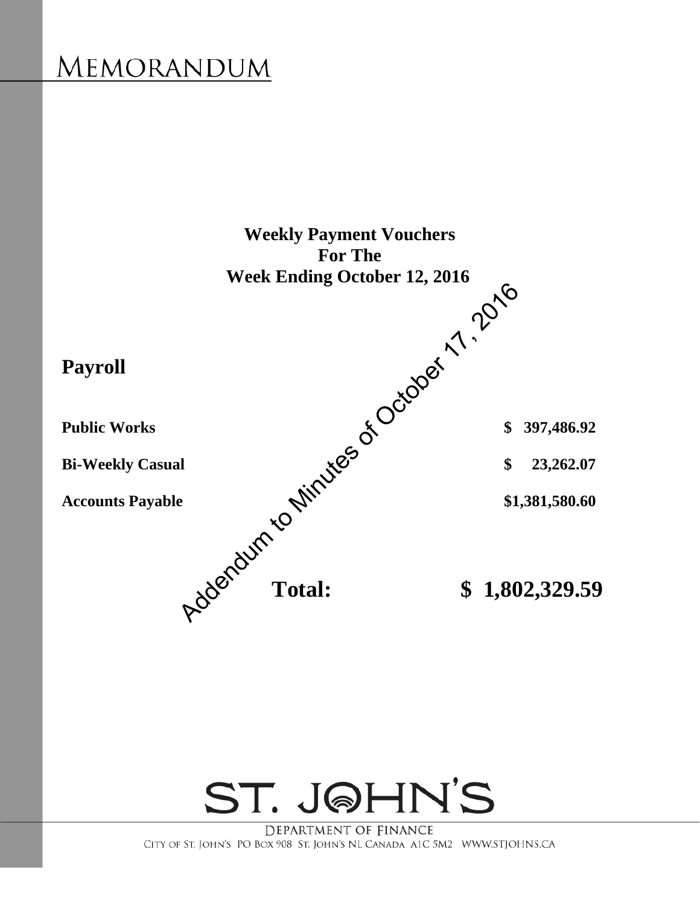# MEMORANDUM

**Weekly Payment Vouchers**
**For The**
**Week Ending October 12, 2016**

Addendum to Minutes of October 17, 2016

## Payroll

| | |
|---|---|
| **Public Works** | **$ 397,486.92** |
| **Bi-Weekly Casual** | **$ 23,262.07** |
| **Accounts Payable** | **$1,381,580.60** |
| **Total:** | **$ 1,802,329.59** |

ST. JOHN'S

DEPARTMENT OF FINANCE
CITY OF ST. JOHN'S PO BOX 908 ST. JOHN'S NL CANADA A1C 5M2 WWW.STJOHNS.CA